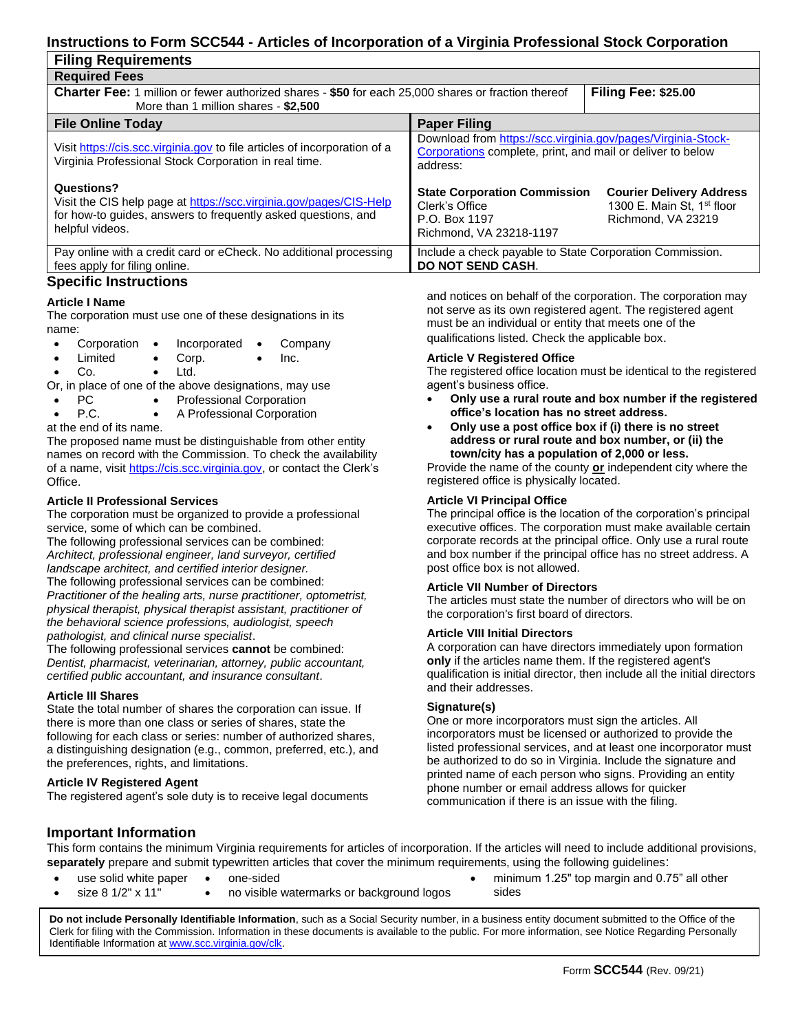# Instructions to Form SCC544 - Articles of Incorporation of a Virginia Professional Stock Corporation

## Filing Requirements

### Required Fees

| Charter Fee | Filing Fee |
|---|---|
| **Charter Fee:** 1 million or fewer authorized shares - **$50** for each 25,000 shares or fraction thereof; More than 1 million shares - **$2,500** | **Filing Fee: $25.00** |

| File Online Today | Paper Filing |
|---|---|
| Visit https://cis.scc.virginia.gov to file articles of incorporation of a Virginia Professional Stock Corporation in real time.<br><br>**Questions?**<br>Visit the CIS help page at https://scc.virginia.gov/pages/CIS-Help for how-to guides, answers to frequently asked questions, and helpful videos. | Download from https://scc.virginia.gov/pages/Virginia-Stock-Corporations complete, print, and mail or deliver to below address:<br><br>**State Corporation Commission**<br>Clerk's Office<br>P.O. Box 1197<br>Richmond, VA 23218-1197<br><br>**Courier Delivery Address**<br>1300 E. Main St, 1st floor<br>Richmond, VA 23219 |
| Pay online with a credit card or eCheck. No additional processing fees apply for filing online. | Include a check payable to State Corporation Commission. **DO NOT SEND CASH**. |

## Specific Instructions

**Article I Name**

The corporation must use one of these designations in its name:

- Corporation
- Incorporated
- Company
- Limited
- Corp.
- Inc.
- Co.
- Ltd.

Or, in place of one of the above designations, may use

- PC
- Professional Corporation
- P.C.
- A Professional Corporation

at the end of its name.

The proposed name must be distinguishable from other entity names on record with the Commission. To check the availability of a name, visit https://cis.scc.virginia.gov, or contact the Clerk's Office.

**Article II Professional Services**

The corporation must be organized to provide a professional service, some of which can be combined.

The following professional services can be combined: *Architect, professional engineer, land surveyor, certified landscape architect, and certified interior designer.*

The following professional services can be combined: *Practitioner of the healing arts, nurse practitioner, optometrist, physical therapist, physical therapist assistant, practitioner of the behavioral science professions, audiologist, speech pathologist, and clinical nurse specialist*.

The following professional services **cannot** be combined: *Dentist, pharmacist, veterinarian, attorney, public accountant, certified public accountant, and insurance consultant*.

**Article III Shares**

State the total number of shares the corporation can issue. If there is more than one class or series of shares, state the following for each class or series: number of authorized shares, a distinguishing designation (e.g., common, preferred, etc.), and the preferences, rights, and limitations.

**Article IV Registered Agent**

The registered agent's sole duty is to receive legal documents and notices on behalf of the corporation. The corporation may not serve as its own registered agent. The registered agent must be an individual or entity that meets one of the qualifications listed. Check the applicable box.

**Article V Registered Office**

The registered office location must be identical to the registered agent's business office.

- **Only use a rural route and box number if the registered office's location has no street address.**
- **Only use a post office box if (i) there is no street address or rural route and box number, or (ii) the town/city has a population of 2,000 or less.**

Provide the name of the county **or** independent city where the registered office is physically located.

**Article VI Principal Office**

The principal office is the location of the corporation's principal executive offices. The corporation must make available certain corporate records at the principal office. Only use a rural route and box number if the principal office has no street address. A post office box is not allowed.

**Article VII Number of Directors**

The articles must state the number of directors who will be on the corporation's first board of directors.

**Article VIII Initial Directors**

A corporation can have directors immediately upon formation **only** if the articles name them. If the registered agent's qualification is initial director, then include all the initial directors and their addresses.

**Signature(s)**

One or more incorporators must sign the articles. All incorporators must be licensed or authorized to provide the listed professional services, and at least one incorporator must be authorized to do so in Virginia. Include the signature and printed name of each person who signs. Providing an entity phone number or email address allows for quicker communication if there is an issue with the filing.

## Important Information

This form contains the minimum Virginia requirements for articles of incorporation. If the articles will need to include additional provisions, **separately** prepare and submit typewritten articles that cover the minimum requirements, using the following guidelines:

- use solid white paper
- size 8 1/2" x 11"
- one-sided
- no visible watermarks or background logos
- minimum 1.25" top margin and 0.75" all other sides

**Do not include Personally Identifiable Information**, such as a Social Security number, in a business entity document submitted to the Office of the Clerk for filing with the Commission. Information in these documents is available to the public. For more information, see Notice Regarding Personally Identifiable Information at www.scc.virginia.gov/clk.

Form **SCC544** (Rev. 09/21)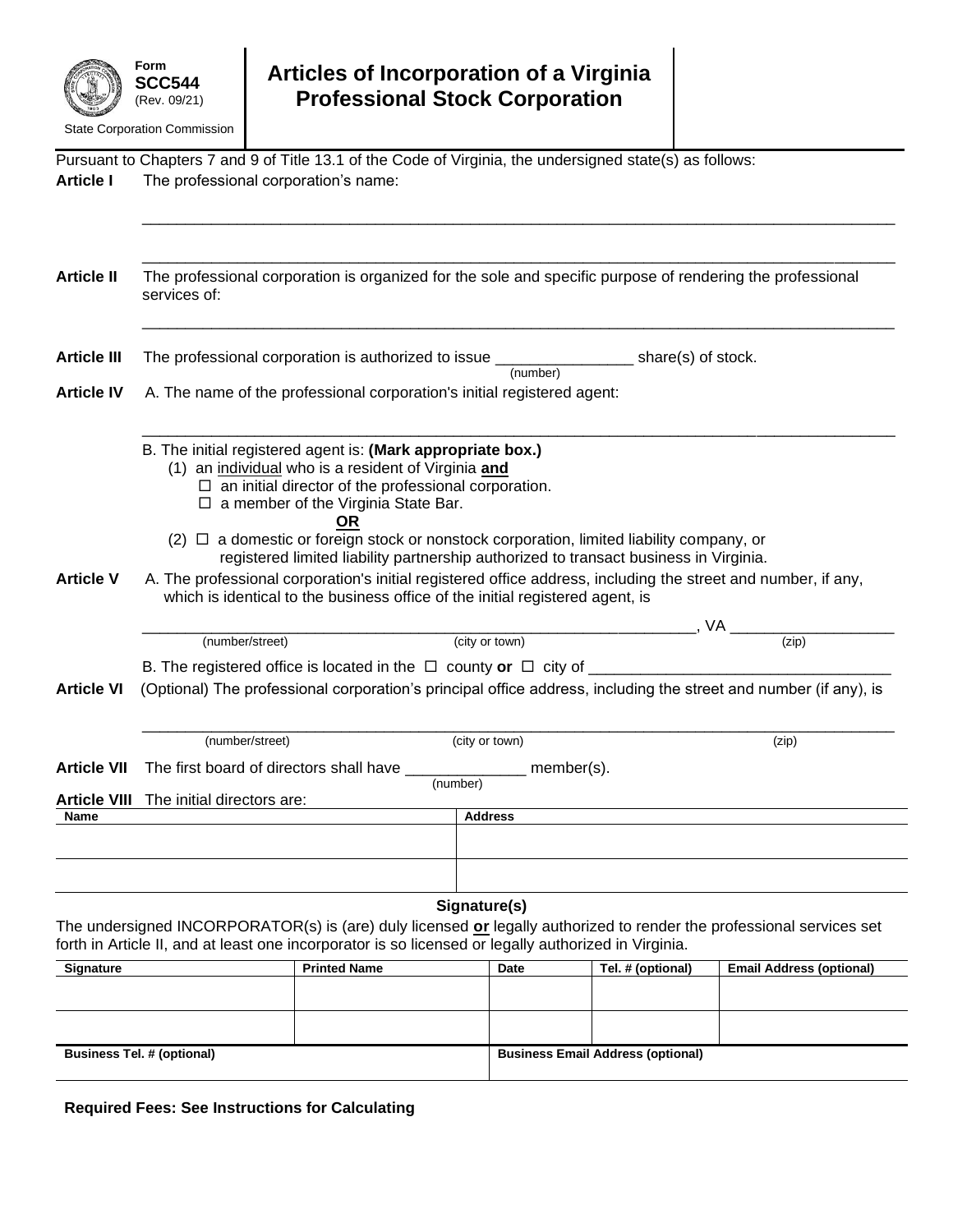Form **SCC544** (Rev. 09/21)

State Corporation Commission

# Articles of Incorporation of a Virginia Professional Stock Corporation

Pursuant to Chapters 7 and 9 of Title 13.1 of the Code of Virginia, the undersigned state(s) as follows:

**Article I** The professional corporation's name:

_______________________________________________

_______________________________________________

**Article II** The professional corporation is organized for the sole and specific purpose of rendering the professional services of:

_______________________________________________

**Article III** The professional corporation is authorized to issue ________________ share(s) of stock.
(number)

**Article IV** A. The name of the professional corporation's initial registered agent:

_______________________________________________

B. The initial registered agent is: **(Mark appropriate box.)**

(1) an individual who is a resident of Virginia **and**

☐ an initial director of the professional corporation.

☐ a member of the Virginia State Bar.

**OR**

(2) ☐ a domestic or foreign stock or nonstock corporation, limited liability company, or registered limited liability partnership authorized to transact business in Virginia.

**Article V** A. The professional corporation's initial registered office address, including the street and number, if any, which is identical to the business office of the initial registered agent, is

_______________________________________________, VA ___________________
(number/street) (city or town) (zip)

B. The registered office is located in the ☐ county **or** ☐ city of ___________________________________

**Article VI** (Optional) The professional corporation's principal office address, including the street and number (if any), is

_______________________________________________
(number/street) (city or town) (zip)

**Article VII** The first board of directors shall have ______________ member(s).
(number)

**Article VIII** The initial directors are:

| Name | Address |
|---|---|
| | |
| | |

## Signature(s)

The undersigned INCORPORATOR(s) is (are) duly licensed **or** legally authorized to render the professional services set forth in Article II, and at least one incorporator is so licensed or legally authorized in Virginia.

| Signature | Printed Name | Date | Tel. # (optional) | Email Address (optional) |
|---|---|---|---|---|
| | | | | |
| | | | | |

| Business Tel. # (optional) | Business Email Address (optional) |
|---|---|
| | |

**Required Fees: See Instructions for Calculating**